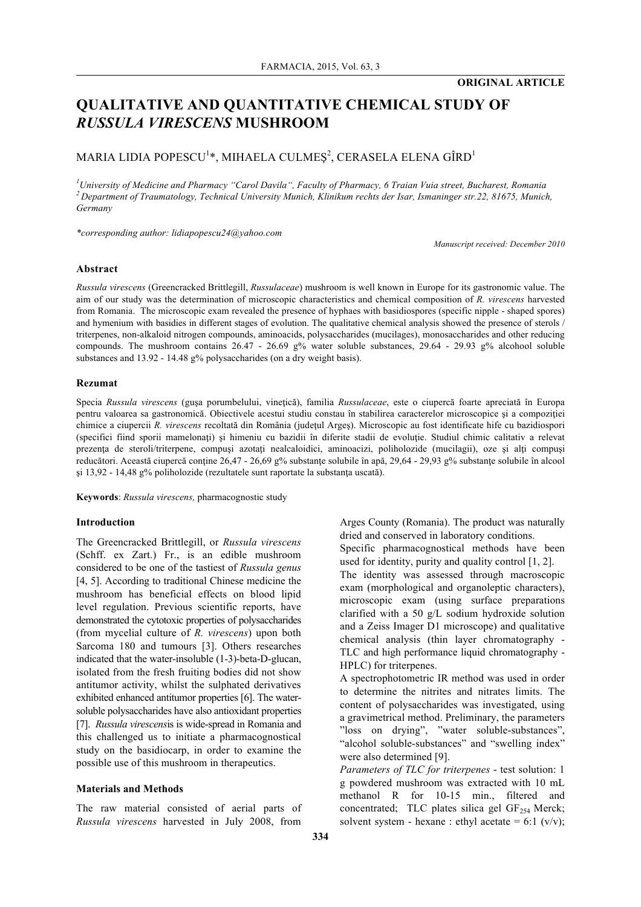**ORIGINAL ARTICLE**

# QUALITATIVE AND QUANTITATIVE CHEMICAL STUDY OF *RUSSULA VIRESCENS* MUSHROOM

MARIA LIDIA POPESCU[1]*, MIHAELA CULMEŞ[2], CERASELA ELENA GÎRD[1]

[1]*University of Medicine and Pharmacy "Carol Davila", Faculty of Pharmacy, 6 Traian Vuia street, Bucharest, Romania*
[2]*Department of Traumatology, Technical University Munich, Klinikum rechts der Isar, Ismaninger str.22, 81675, Munich, Germany*

*\*corresponding author: lidiapopescu24@yahoo.com*

*Manuscript received: December 2010*

### Abstract

*Russula virescens* (Greencracked Brittlegill, *Russulaceae*) mushroom is well known in Europe for its gastronomic value. The aim of our study was the determination of microscopic characteristics and chemical composition of *R. virescens* harvested from Romania. The microscopic exam revealed the presence of hyphaes with basidiospores (specific nipple - shaped spores) and hymenium with basidies in different stages of evolution. The qualitative chemical analysis showed the presence of sterols / triterpenes, non-alkaloid nitrogen compounds, aminoacids, polysaccharides (mucilages), monosaccharides and other reducing compounds. The mushroom contains 26.47 - 26.69 g% water soluble substances, 29.64 - 29.93 g% alcohol soluble substances and 13.92 - 14.48 g% polysaccharides (on a dry weight basis).

### Rezumat

Specia *Russula virescens* (guşa porumbelului, vineţică), familia *Russulaceae*, este o ciupercă foarte apreciată în Europa pentru valoarea sa gastronomică. Obiectivele acestui studiu constau în stabilirea caracterelor microscopice şi a compoziţiei chimice a ciupercii *R. virescens* recoltată din România (judeţul Argeş). Microscopic au fost identificate hife cu bazidiospori (specifici fiind sporii mamelonaţi) şi himeniu cu bazidii în diferite stadii de evoluţie. Studiul chimic calitativ a relevat prezenţa de steroli/triterpene, compuşi azotaţi nealcaloidici, aminoacizi, poliholozide (mucilagii), oze şi alţi compuşi reducători. Această ciupercă conţine 26,47 - 26,69 g% substanţe solubile în apă, 29,64 - 29,93 g% substanţe solubile în alcool şi 13,92 - 14,48 g% poliholozide (rezultatele sunt raportate la substanţa uscată).

**Keywords**: *Russula virescens,* pharmacognostic study

### Introduction

The Greencracked Brittlegill, or *Russula virescens* (Schff. ex Zart.) Fr., is an edible mushroom considered to be one of the tastiest of *Russula genus* [4, 5]. According to traditional Chinese medicine the mushroom has beneficial effects on blood lipid level regulation. Previous scientific reports, have demonstrated the cytotoxic properties of polysaccharides (from mycelial culture of *R. virescens*) upon both Sarcoma 180 and tumours [3]. Others researches indicated that the water-insoluble (1-3)-beta-D-glucan, isolated from the fresh fruiting bodies did not show antitumor activity, whilst the sulphated derivatives exhibited enhanced antitumor properties [6]. The water-soluble polysaccharides have also antioxidant properties [7]. *Russula virescens*is is wide-spread in Romania and this challenged us to initiate a pharmacognostical study on the basidiocarp, in order to examine the possible use of this mushroom in therapeutics.

### Materials and Methods

The raw material consisted of aerial parts of *Russula virescens* harvested in July 2008, from Arges County (Romania). The product was naturally dried and conserved in laboratory conditions.

Specific pharmacognostical methods have been used for identity, purity and quality control [1, 2].

The identity was assessed through macroscopic exam (morphological and organoleptic characters), microscopic exam (using surface preparations clarified with a 50 g/L sodium hydroxide solution and a Zeiss Imager D1 microscope) and qualitative chemical analysis (thin layer chromatography - TLC and high performance liquid chromatography - HPLC) for triterpenes.

A spectrophotometric IR method was used in order to determine the nitrites and nitrates limits. The content of polysaccharides was investigated, using a gravimetrical method. Preliminary, the parameters "loss on drying", "water soluble-substances", "alcohol soluble-substances" and "swelling index" were also determined [9].

*Parameters of TLC for triterpenes* - test solution: 1 g powdered mushroom was extracted with 10 mL methanol R for 10-15 min., filtered and concentrated; TLC plates silica gel $GF_{254}$ Merck; solvent system - hexane : ethyl acetate = 6:1 (v/v);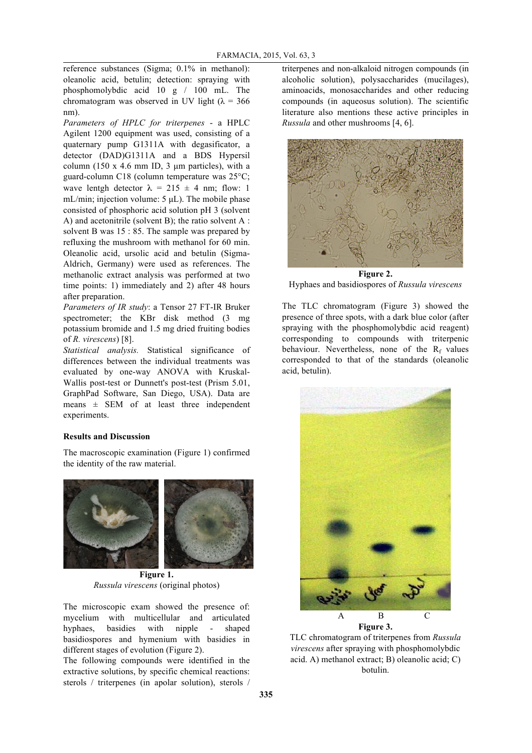reference substances (Sigma; 0.1% in methanol): oleanolic acid, betulin; detection: spraying with phosphomolybdic acid 10 g / 100 mL. The chromatogram was observed in UV light (λ = 366 nm).

*Parameters of HPLC for triterpenes* - a HPLC Agilent 1200 equipment was used, consisting of a quaternary pump G1311A with degasificator, a detector (DAD)G1311A and a BDS Hypersil column (150 x 4.6 mm ID, 3 µm particles), with a guard-column C18 (column temperature was 25°C; wave lentgh detector λ = 215 ± 4 nm; flow: 1 mL/min; injection volume: 5 µL). The mobile phase consisted of phosphoric acid solution pH 3 (solvent A) and acetonitrile (solvent B); the ratio solvent A : solvent B was 15 : 85. The sample was prepared by refluxing the mushroom with methanol for 60 min. Oleanolic acid, ursolic acid and betulin (Sigma-Aldrich, Germany) were used as references. The methanolic extract analysis was performed at two time points: 1) immediately and 2) after 48 hours after preparation.

*Parameters of IR study*: a Tensor 27 FT-IR Bruker spectrometer; the KBr disk method (3 mg potassium bromide and 1.5 mg dried fruiting bodies of *R. virescens*) [8].

*Statistical analysis.* Statistical significance of differences between the individual treatments was evaluated by one-way ANOVA with Kruskal-Wallis post-test or Dunnett's post-test (Prism 5.01, GraphPad Software, San Diego, USA). Data are means ± SEM of at least three independent experiments.

## Results and Discussion

The macroscopic examination (Figure 1) confirmed the identity of the raw material.

**Figure 1.**
*Russula virescens* (original photos)

The microscopic exam showed the presence of: mycelium with multicellular and articulated hyphaes, basidies with nipple - shaped basidiospores and hymenium with basidies in different stages of evolution (Figure 2).

The following compounds were identified in the extractive solutions, by specific chemical reactions: sterols / triterpenes (in apolar solution), sterols / triterpenes and non-alkaloid nitrogen compounds (in alcoholic solution), polysaccharides (mucilages), aminoacids, monosaccharides and other reducing compounds (in aqueosus solution). The scientific literature also mentions these active principles in *Russula* and other mushrooms [4, 6].

**Figure 2.**
Hyphaes and basidiospores of *Russula virescens*

The TLC chromatogram (Figure 3) showed the presence of three spots, with a dark blue color (after spraying with the phosphomolybdic acid reagent) corresponding to compounds with triterpenic behaviour. Nevertheless, none of the $R_f$ values corresponded to that of the standards (oleanolic acid, betulin).

**Figure 3.**
TLC chromatogram of triterpenes from *Russula virescens* after spraying with phosphomolybdic acid. A) methanol extract; B) oleanolic acid; C) botulin.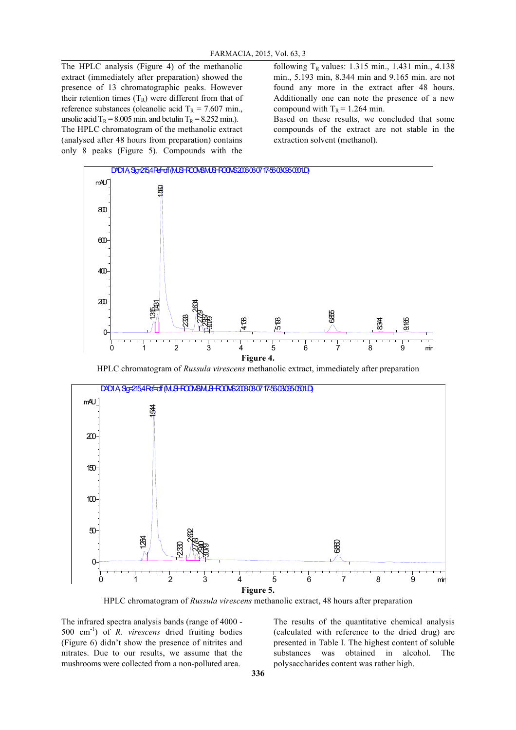The HPLC analysis (Figure 4) of the methanolic extract (immediately after preparation) showed the presence of 13 chromatographic peaks. However their retention times ($T_R$) were different from that of reference substances (oleanolic acid $T_R$ = 7.607 min., ursolic acid $T_R$ = 8.005 min. and betulin $T_R$ = 8.252 min.).

The HPLC chromatogram of the methanolic extract (analysed after 48 hours from preparation) contains only 8 peaks (Figure 5). Compounds with the following $T_R$ values: 1.315 min., 1.431 min., 4.138 min., 5.193 min, 8.344 min and 9.165 min. are not found any more in the extract after 48 hours. Additionally one can note the presence of a new compound with $T_R$ = 1.264 min.

Based on these results, we concluded that some compounds of the extract are not stable in the extraction solvent (methanol).

**Figure 4.**

HPLC chromatogram of *Russula virescens* methanolic extract, immediately after preparation

**Figure 5.**

HPLC chromatogram of *Russula virescens* methanolic extract, 48 hours after preparation

The infrared spectra analysis bands (range of 4000 - 500 $cm^{-1}$) of *R. virescens* dried fruiting bodies (Figure 6) didn't show the presence of nitrites and nitrates. Due to our results, we assume that the mushrooms were collected from a non-polluted area.

The results of the quantitative chemical analysis (calculated with reference to the dried drug) are presented in Table I. The highest content of soluble substances was obtained in alcohol. The polysaccharides content was rather high.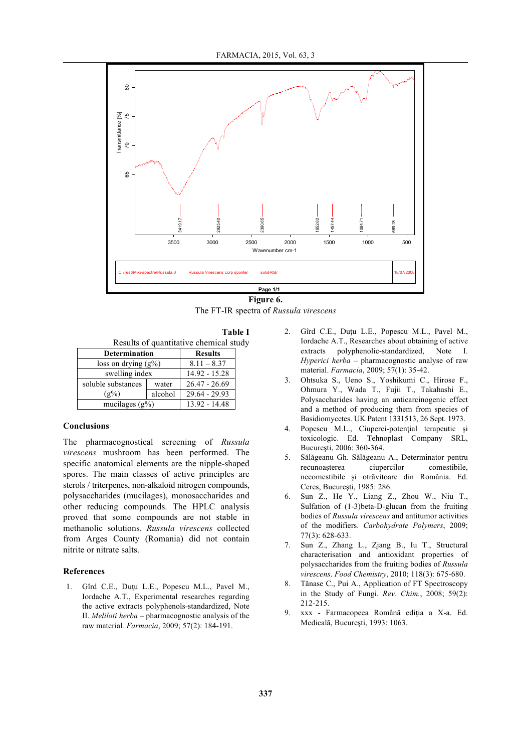Transmittance [%]

80

75

70

65

3419.17

2925.40

2360.65

1652.62

1457.44

1084.71

669.28

3500

3000

2500

2000

1500

1000

500

Wavenumber cm-1

C:\Test\Miki-spectre\Russula.0

Russula Virescens corp sporifer

solid-KBr

18/07/2008

Page 1/1

**Figure 6.**

The FT-IR spectra of *Russula virescens*

**Table I**

Results of quantitative chemical study

| Determination | | Results |
|---|---|---|
| loss on drying (g%) | | 8.11 – 8.37 |
| swelling index | | 14.92 - 15.28 |
| soluble substances (g%) | water | 26.47 - 26.69 |
| | alcohol | 29.64 - 29.93 |
| mucilages (g%) | | 13.92 - 14.48 |

## Conclusions

The pharmacognostical screening of *Russula virescens* mushroom has been performed. The specific anatomical elements are the nipple-shaped spores. The main classes of active principles are sterols / triterpenes, non-alkaloid nitrogen compounds, polysaccharides (mucilages), monosaccharides and other reducing compounds. The HPLC analysis proved that some compounds are not stable in methanolic solutions. *Russula virescens* collected from Arges County (Romania) did not contain nitrite or nitrate salts.

## References

1. Gîrd C.E., Duțu L.E., Popescu M.L., Pavel M., Iordache A.T., Experimental researches regarding the active extracts polyphenols-standardized, Note II. *Meliloti herba* – pharmacognostic analysis of the raw material. *Farmacia*, 2009; 57(2): 184-191.
2. Gîrd C.E., Duțu L.E., Popescu M.L., Pavel M., Iordache A.T., Researches about obtaining of active extracts polyphenolic-standardized, Note I. *Hyperici herba* – pharmacognostic analyse of raw material. *Farmacia*, 2009; 57(1): 35-42.
3. Ohtsuka S., Ueno S., Yoshikumi C., Hirose F., Ohmura Y., Wada T., Fujii T., Takahashi E., Polysaccharides having an anticarcinogenic effect and a method of producing them from species of Basidiomycetes. UK Patent 1331513, 26 Sept. 1973.
4. Popescu M.L., Ciuperci-potențial terapeutic și toxicologic. Ed. Tehnoplast Company SRL, București, 2006: 360-364.
5. Sălăgeanu Gh. Sălăgeanu A., Determinator pentru recunoașterea ciupercilor comestibile, necomestibile și otrăvitoare din România. Ed. Ceres, București, 1985: 286.
6. Sun Z., He Y., Liang Z., Zhou W., Niu T., Sulfation of (1-3)beta-D-glucan from the fruiting bodies of *Russula virescens* and antitumor activities of the modifiers. *Carbohydrate Polymers*, 2009; 77(3): 628-633.
7. Sun Z., Zhang L., Zjang B., Iu T., Structural characterisation and antioxidant properties of polysaccharides from the fruiting bodies of *Russula virescens*. *Food Chemistry*, 2010; 118(3): 675-680.
8. Tănase C., Pui A., Application of FT Spectroscopy in the Study of Fungi. *Rev. Chim.*, 2008; 59(2): 212-215.
9. xxx - Farmacopeea Română ediția a X-a. Ed. Medicală, București, 1993: 1063.